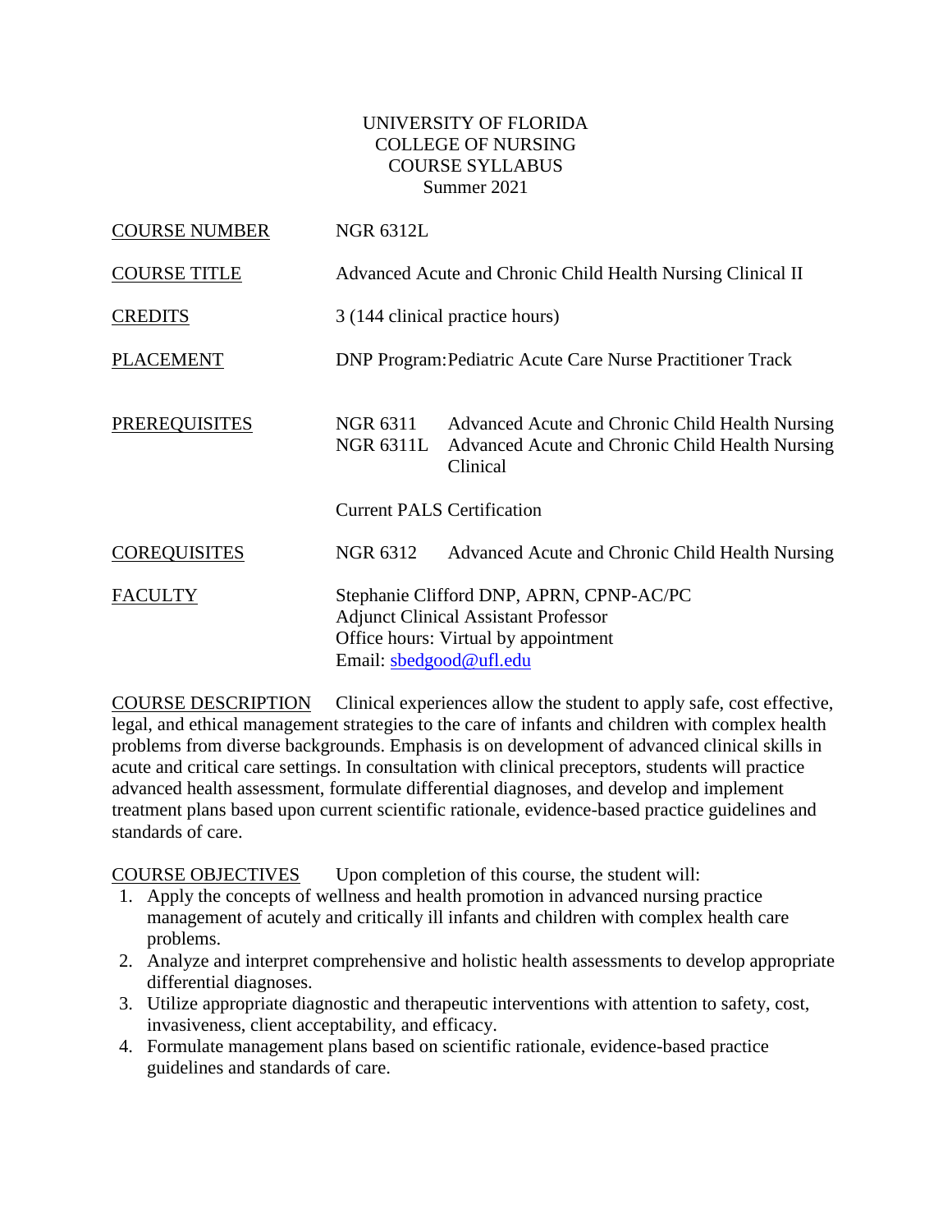# UNIVERSITY OF FLORIDA
## COLLEGE OF NURSING
## COURSE SYLLABUS
### Summer 2021

| | | |
|---|---|---|
| COURSE NUMBER | NGR 6312L | |
| COURSE TITLE | Advanced Acute and Chronic Child Health Nursing Clinical II | |
| CREDITS | 3 (144 clinical practice hours) | |
| PLACEMENT | DNP Program: Pediatric Acute Care Nurse Practitioner Track | |
| PREREQUISITES | NGR 6311 | Advanced Acute and Chronic Child Health Nursing |
| | NGR 6311L | Advanced Acute and Chronic Child Health Nursing Clinical |
| | Current PALS Certification | |
| COREQUISITES | NGR 6312 | Advanced Acute and Chronic Child Health Nursing |
| FACULTY | Stephanie Clifford DNP, APRN, CPNP-AC/PC<br>Adjunct Clinical Assistant Professor<br>Office hours: Virtual by appointment<br>Email: sbedgood@ufl.edu | |

COURSE DESCRIPTION Clinical experiences allow the student to apply safe, cost effective, legal, and ethical management strategies to the care of infants and children with complex health problems from diverse backgrounds. Emphasis is on development of advanced clinical skills in acute and critical care settings. In consultation with clinical preceptors, students will practice advanced health assessment, formulate differential diagnoses, and develop and implement treatment plans based upon current scientific rationale, evidence-based practice guidelines and standards of care.

COURSE OBJECTIVES Upon completion of this course, the student will:

1. Apply the concepts of wellness and health promotion in advanced nursing practice management of acutely and critically ill infants and children with complex health care problems.
2. Analyze and interpret comprehensive and holistic health assessments to develop appropriate differential diagnoses.
3. Utilize appropriate diagnostic and therapeutic interventions with attention to safety, cost, invasiveness, client acceptability, and efficacy.
4. Formulate management plans based on scientific rationale, evidence-based practice guidelines and standards of care.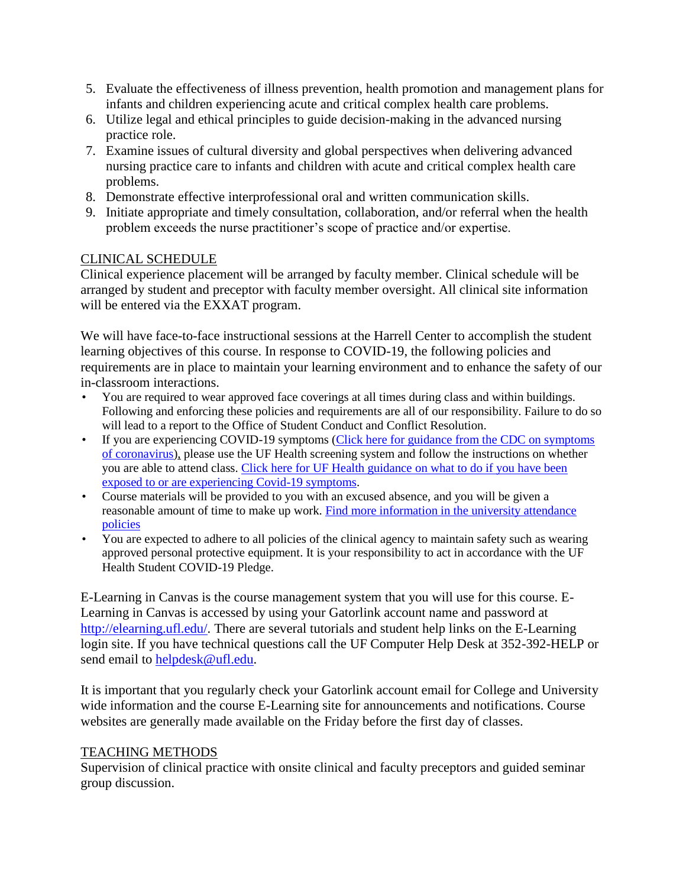5. Evaluate the effectiveness of illness prevention, health promotion and management plans for infants and children experiencing acute and critical complex health care problems.
6. Utilize legal and ethical principles to guide decision-making in the advanced nursing practice role.
7. Examine issues of cultural diversity and global perspectives when delivering advanced nursing practice care to infants and children with acute and critical complex health care problems.
8. Demonstrate effective interprofessional oral and written communication skills.
9. Initiate appropriate and timely consultation, collaboration, and/or referral when the health problem exceeds the nurse practitioner's scope of practice and/or expertise.

## CLINICAL SCHEDULE

Clinical experience placement will be arranged by faculty member. Clinical schedule will be arranged by student and preceptor with faculty member oversight. All clinical site information will be entered via the EXXAT program.

We will have face-to-face instructional sessions at the Harrell Center to accomplish the student learning objectives of this course. In response to COVID-19, the following policies and requirements are in place to maintain your learning environment and to enhance the safety of our in-classroom interactions.

- You are required to wear approved face coverings at all times during class and within buildings. Following and enforcing these policies and requirements are all of our responsibility. Failure to do so will lead to a report to the Office of Student Conduct and Conflict Resolution.
- If you are experiencing COVID-19 symptoms (Click here for guidance from the CDC on symptoms of coronavirus), please use the UF Health screening system and follow the instructions on whether you are able to attend class. Click here for UF Health guidance on what to do if you have been exposed to or are experiencing Covid-19 symptoms.
- Course materials will be provided to you with an excused absence, and you will be given a reasonable amount of time to make up work. Find more information in the university attendance policies
- You are expected to adhere to all policies of the clinical agency to maintain safety such as wearing approved personal protective equipment. It is your responsibility to act in accordance with the UF Health Student COVID-19 Pledge.

E-Learning in Canvas is the course management system that you will use for this course. E-Learning in Canvas is accessed by using your Gatorlink account name and password at http://elearning.ufl.edu/. There are several tutorials and student help links on the E-Learning login site. If you have technical questions call the UF Computer Help Desk at 352-392-HELP or send email to helpdesk@ufl.edu.

It is important that you regularly check your Gatorlink account email for College and University wide information and the course E-Learning site for announcements and notifications. Course websites are generally made available on the Friday before the first day of classes.

## TEACHING METHODS

Supervision of clinical practice with onsite clinical and faculty preceptors and guided seminar group discussion.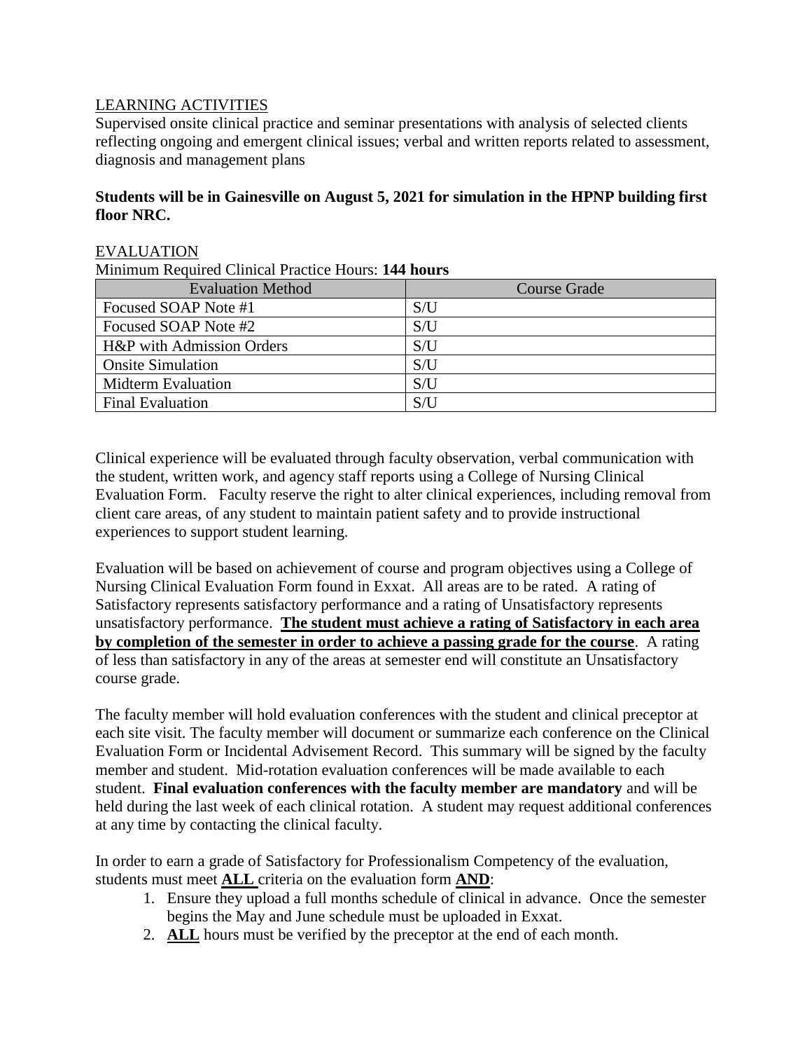## LEARNING ACTIVITIES

Supervised onsite clinical practice and seminar presentations with analysis of selected clients reflecting ongoing and emergent clinical issues; verbal and written reports related to assessment, diagnosis and management plans

**Students will be in Gainesville on August 5, 2021 for simulation in the HPNP building first floor NRC.**

## EVALUATION

Minimum Required Clinical Practice Hours: **144 hours**

| Evaluation Method | Course Grade |
|---|---|
| Focused SOAP Note #1 | S/U |
| Focused SOAP Note #2 | S/U |
| H&P with Admission Orders | S/U |
| Onsite Simulation | S/U |
| Midterm Evaluation | S/U |
| Final Evaluation | S/U |

Clinical experience will be evaluated through faculty observation, verbal communication with the student, written work, and agency staff reports using a College of Nursing Clinical Evaluation Form. Faculty reserve the right to alter clinical experiences, including removal from client care areas, of any student to maintain patient safety and to provide instructional experiences to support student learning.

Evaluation will be based on achievement of course and program objectives using a College of Nursing Clinical Evaluation Form found in Exxat. All areas are to be rated. A rating of Satisfactory represents satisfactory performance and a rating of Unsatisfactory represents unsatisfactory performance. **The student must achieve a rating of Satisfactory in each area by completion of the semester in order to achieve a passing grade for the course**. A rating of less than satisfactory in any of the areas at semester end will constitute an Unsatisfactory course grade.

The faculty member will hold evaluation conferences with the student and clinical preceptor at each site visit. The faculty member will document or summarize each conference on the Clinical Evaluation Form or Incidental Advisement Record. This summary will be signed by the faculty member and student. Mid-rotation evaluation conferences will be made available to each student. **Final evaluation conferences with the faculty member are mandatory** and will be held during the last week of each clinical rotation. A student may request additional conferences at any time by contacting the clinical faculty.

In order to earn a grade of Satisfactory for Professionalism Competency of the evaluation, students must meet **ALL** criteria on the evaluation form **AND**:

1. Ensure they upload a full months schedule of clinical in advance. Once the semester begins the May and June schedule must be uploaded in Exxat.
2. **ALL** hours must be verified by the preceptor at the end of each month.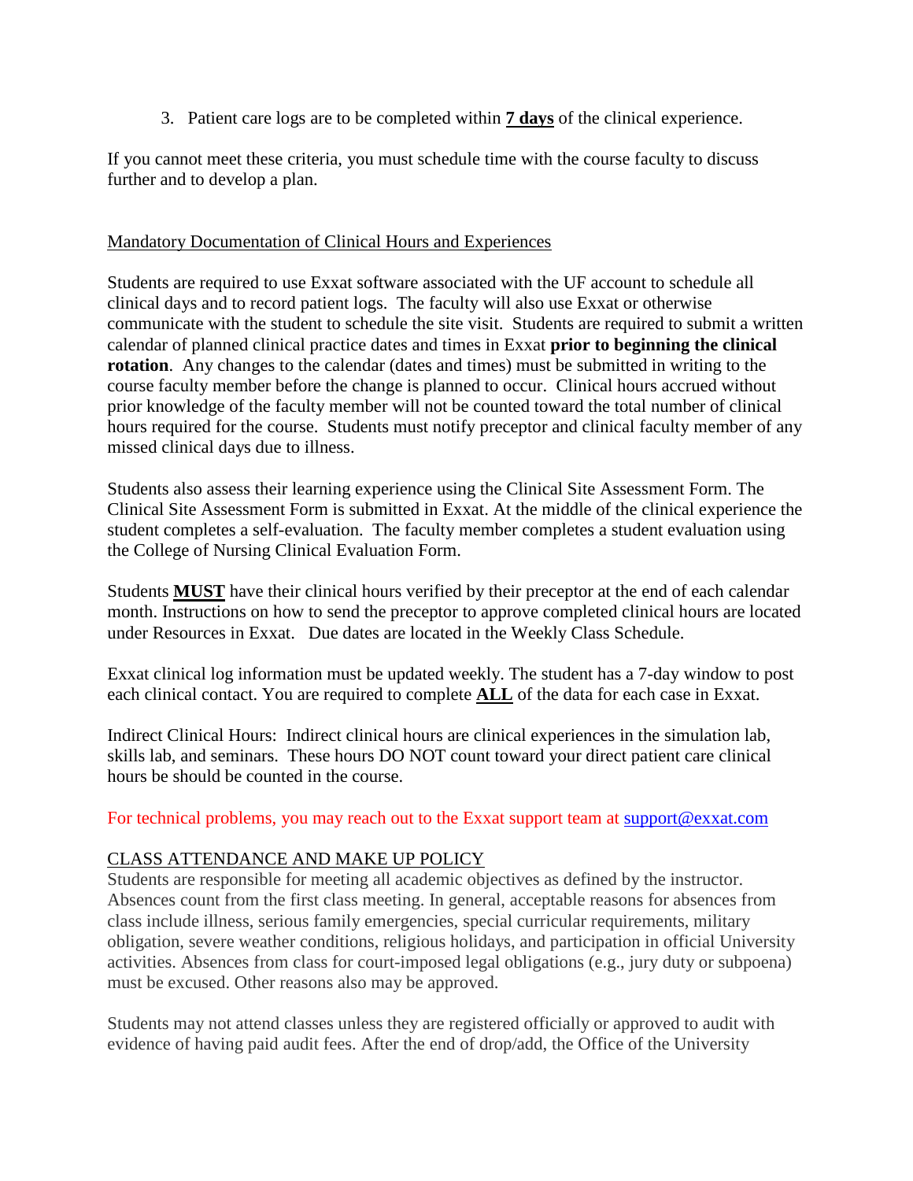3. Patient care logs are to be completed within **7 days** of the clinical experience.

If you cannot meet these criteria, you must schedule time with the course faculty to discuss further and to develop a plan.

Mandatory Documentation of Clinical Hours and Experiences

Students are required to use Exxat software associated with the UF account to schedule all clinical days and to record patient logs. The faculty will also use Exxat or otherwise communicate with the student to schedule the site visit. Students are required to submit a written calendar of planned clinical practice dates and times in Exxat **prior to beginning the clinical rotation**. Any changes to the calendar (dates and times) must be submitted in writing to the course faculty member before the change is planned to occur. Clinical hours accrued without prior knowledge of the faculty member will not be counted toward the total number of clinical hours required for the course. Students must notify preceptor and clinical faculty member of any missed clinical days due to illness.

Students also assess their learning experience using the Clinical Site Assessment Form. The Clinical Site Assessment Form is submitted in Exxat. At the middle of the clinical experience the student completes a self-evaluation. The faculty member completes a student evaluation using the College of Nursing Clinical Evaluation Form.

Students **MUST** have their clinical hours verified by their preceptor at the end of each calendar month. Instructions on how to send the preceptor to approve completed clinical hours are located under Resources in Exxat. Due dates are located in the Weekly Class Schedule.

Exxat clinical log information must be updated weekly. The student has a 7-day window to post each clinical contact. You are required to complete **ALL** of the data for each case in Exxat.

Indirect Clinical Hours: Indirect clinical hours are clinical experiences in the simulation lab, skills lab, and seminars. These hours DO NOT count toward your direct patient care clinical hours be should be counted in the course.

For technical problems, you may reach out to the Exxat support team at support@exxat.com

CLASS ATTENDANCE AND MAKE UP POLICY

Students are responsible for meeting all academic objectives as defined by the instructor. Absences count from the first class meeting. In general, acceptable reasons for absences from class include illness, serious family emergencies, special curricular requirements, military obligation, severe weather conditions, religious holidays, and participation in official University activities. Absences from class for court-imposed legal obligations (e.g., jury duty or subpoena) must be excused. Other reasons also may be approved.

Students may not attend classes unless they are registered officially or approved to audit with evidence of having paid audit fees. After the end of drop/add, the Office of the University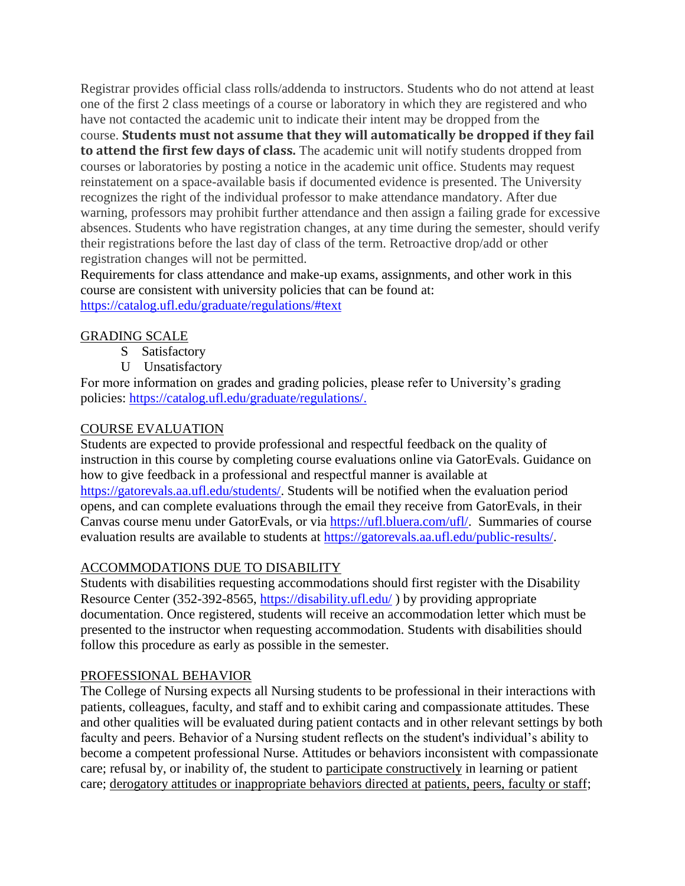Registrar provides official class rolls/addenda to instructors. Students who do not attend at least one of the first 2 class meetings of a course or laboratory in which they are registered and who have not contacted the academic unit to indicate their intent may be dropped from the course. **Students must not assume that they will automatically be dropped if they fail to attend the first few days of class.** The academic unit will notify students dropped from courses or laboratories by posting a notice in the academic unit office. Students may request reinstatement on a space-available basis if documented evidence is presented. The University recognizes the right of the individual professor to make attendance mandatory. After due warning, professors may prohibit further attendance and then assign a failing grade for excessive absences. Students who have registration changes, at any time during the semester, should verify their registrations before the last day of class of the term. Retroactive drop/add or other registration changes will not be permitted.

Requirements for class attendance and make-up exams, assignments, and other work in this course are consistent with university policies that can be found at: https://catalog.ufl.edu/graduate/regulations/#text

## GRADING SCALE

- S Satisfactory
- U Unsatisfactory

For more information on grades and grading policies, please refer to University's grading policies: https://catalog.ufl.edu/graduate/regulations/.

## COURSE EVALUATION

Students are expected to provide professional and respectful feedback on the quality of instruction in this course by completing course evaluations online via GatorEvals. Guidance on how to give feedback in a professional and respectful manner is available at https://gatorevals.aa.ufl.edu/students/. Students will be notified when the evaluation period opens, and can complete evaluations through the email they receive from GatorEvals, in their Canvas course menu under GatorEvals, or via https://ufl.bluera.com/ufl/. Summaries of course evaluation results are available to students at https://gatorevals.aa.ufl.edu/public-results/.

## ACCOMMODATIONS DUE TO DISABILITY

Students with disabilities requesting accommodations should first register with the Disability Resource Center (352-392-8565, https://disability.ufl.edu/ ) by providing appropriate documentation. Once registered, students will receive an accommodation letter which must be presented to the instructor when requesting accommodation. Students with disabilities should follow this procedure as early as possible in the semester.

## PROFESSIONAL BEHAVIOR

The College of Nursing expects all Nursing students to be professional in their interactions with patients, colleagues, faculty, and staff and to exhibit caring and compassionate attitudes. These and other qualities will be evaluated during patient contacts and in other relevant settings by both faculty and peers. Behavior of a Nursing student reflects on the student's individual's ability to become a competent professional Nurse. Attitudes or behaviors inconsistent with compassionate care; refusal by, or inability of, the student to participate constructively in learning or patient care; derogatory attitudes or inappropriate behaviors directed at patients, peers, faculty or staff;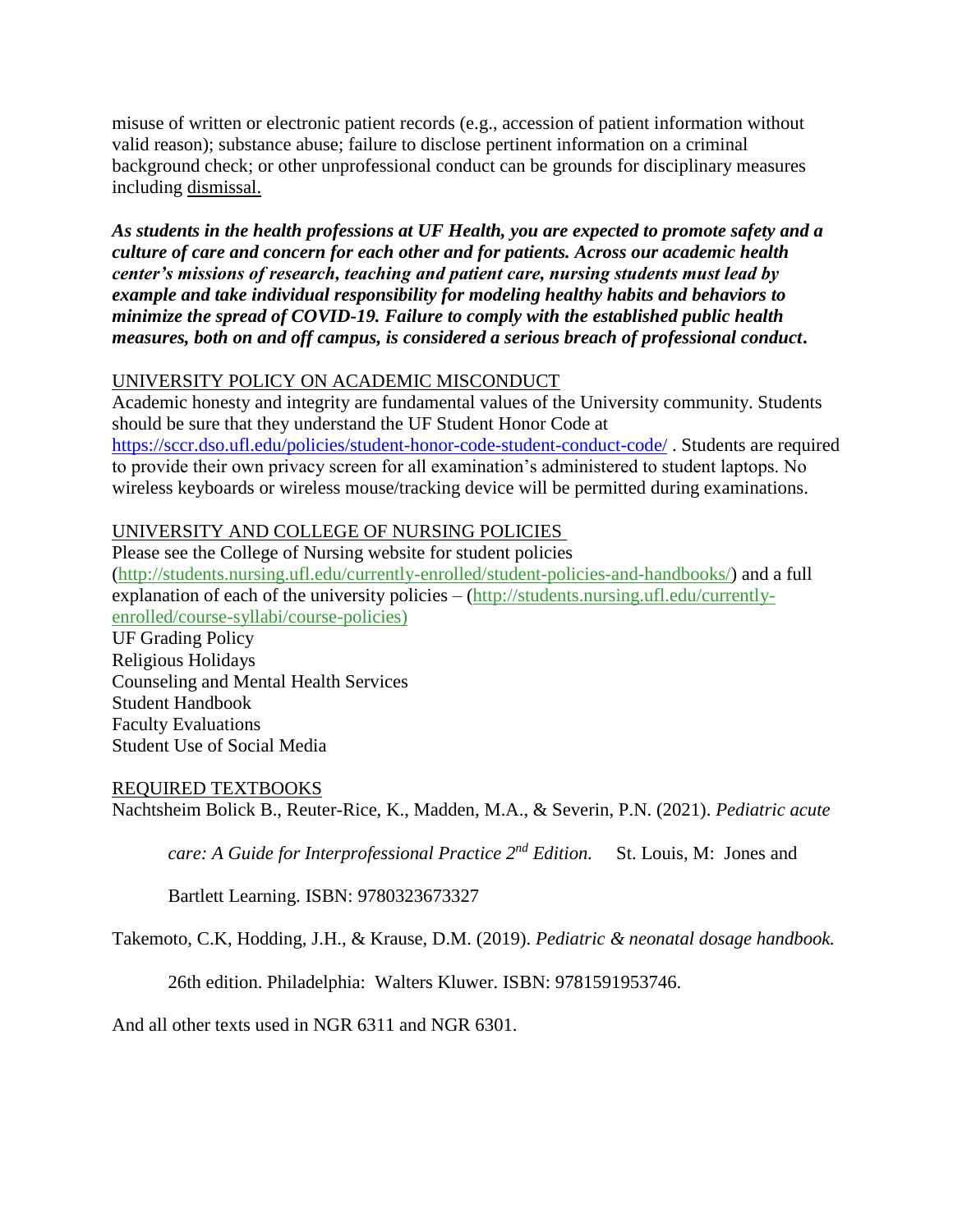misuse of written or electronic patient records (e.g., accession of patient information without valid reason); substance abuse; failure to disclose pertinent information on a criminal background check; or other unprofessional conduct can be grounds for disciplinary measures including dismissal.

***As students in the health professions at UF Health, you are expected to promote safety and a culture of care and concern for each other and for patients. Across our academic health center's missions of research, teaching and patient care, nursing students must lead by example and take individual responsibility for modeling healthy habits and behaviors to minimize the spread of COVID-19. Failure to comply with the established public health measures, both on and off campus, is considered a serious breach of professional conduct.***

UNIVERSITY POLICY ON ACADEMIC MISCONDUCT

Academic honesty and integrity are fundamental values of the University community. Students should be sure that they understand the UF Student Honor Code at https://sccr.dso.ufl.edu/policies/student-honor-code-student-conduct-code/ . Students are required to provide their own privacy screen for all examination's administered to student laptops. No wireless keyboards or wireless mouse/tracking device will be permitted during examinations.

UNIVERSITY AND COLLEGE OF NURSING POLICIES

Please see the College of Nursing website for student policies (http://students.nursing.ufl.edu/currently-enrolled/student-policies-and-handbooks/) and a full explanation of each of the university policies – (http://students.nursing.ufl.edu/currently-enrolled/course-syllabi/course-policies)

UF Grading Policy
Religious Holidays
Counseling and Mental Health Services
Student Handbook
Faculty Evaluations
Student Use of Social Media

REQUIRED TEXTBOOKS

Nachtsheim Bolick B., Reuter-Rice, K., Madden, M.A., & Severin, P.N. (2021). *Pediatric acute care: A Guide for Interprofessional Practice 2nd Edition.* St. Louis, M: Jones and Bartlett Learning. ISBN: 9780323673327

Takemoto, C.K, Hodding, J.H., & Krause, D.M. (2019). *Pediatric & neonatal dosage handbook.* 26th edition. Philadelphia: Walters Kluwer. ISBN: 9781591953746.

And all other texts used in NGR 6311 and NGR 6301.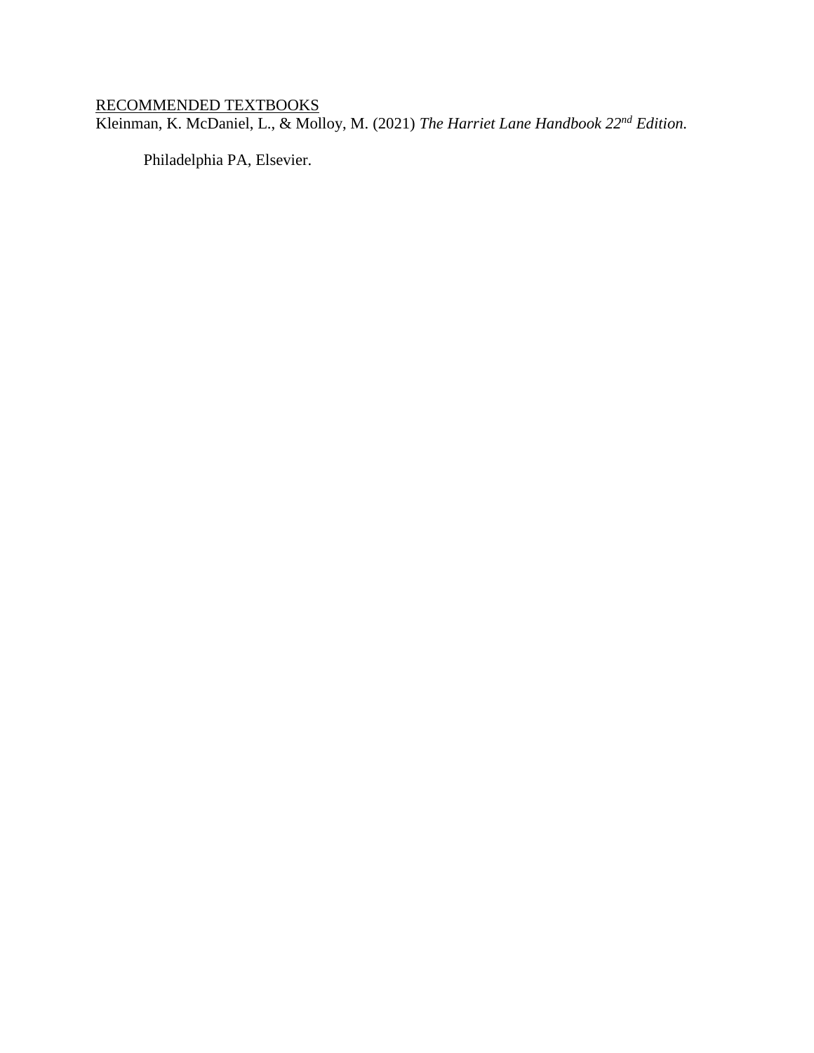<u>RECOMMENDED TEXTBOOKS</u>

Kleinman, K. McDaniel, L., & Molloy, M. (2021) *The Harriet Lane Handbook 22nd Edition.* Philadelphia PA, Elsevier.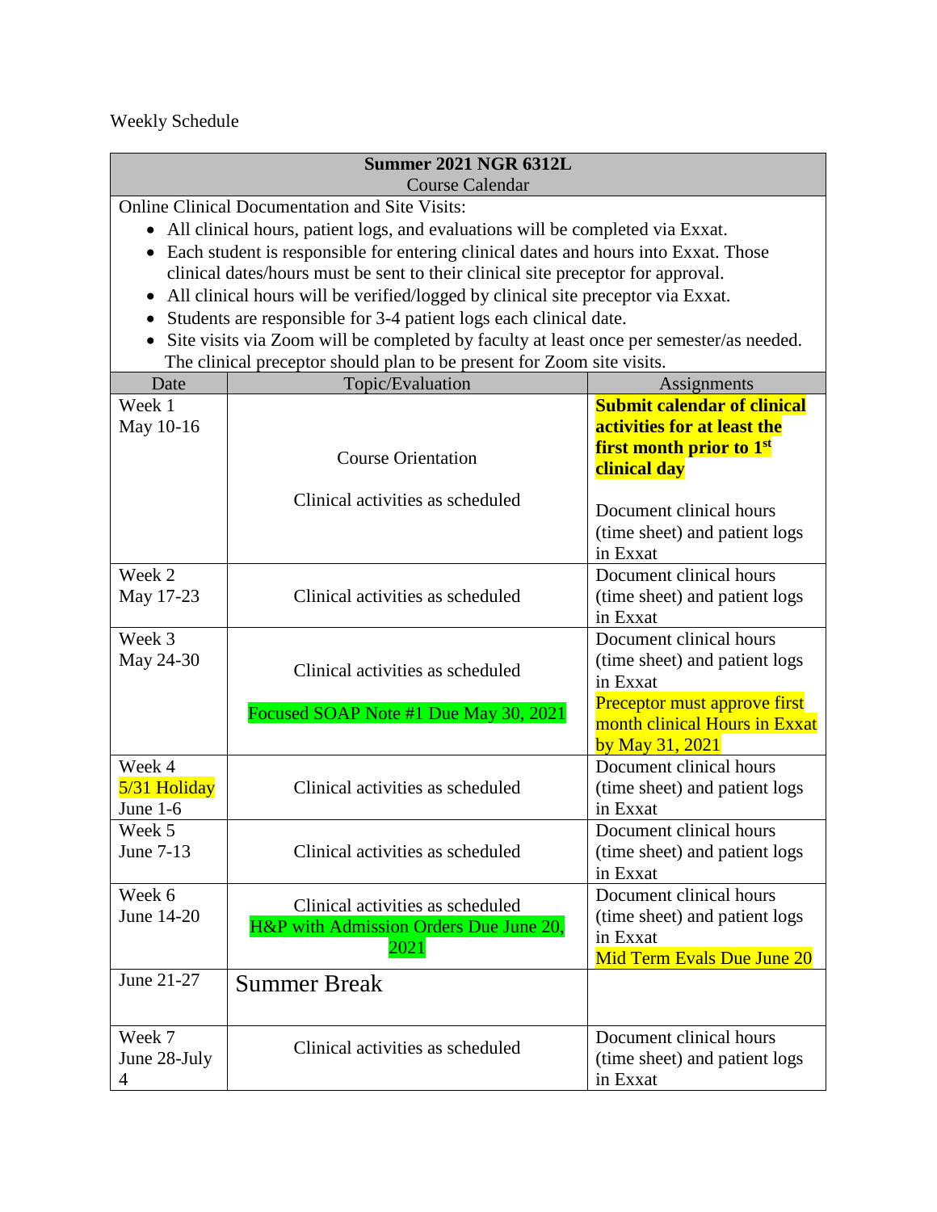Weekly Schedule

**Summer 2021 NGR 6312L**
Course Calendar

Online Clinical Documentation and Site Visits:

- All clinical hours, patient logs, and evaluations will be completed via Exxat.
- Each student is responsible for entering clinical dates and hours into Exxat. Those clinical dates/hours must be sent to their clinical site preceptor for approval.
- All clinical hours will be verified/logged by clinical site preceptor via Exxat.
- Students are responsible for 3-4 patient logs each clinical date.
- Site visits via Zoom will be completed by faculty at least once per semester/as needed. The clinical preceptor should plan to be present for Zoom site visits.

| Date | Topic/Evaluation | Assignments |
|---|---|---|
| Week 1<br>May 10-16 | Course Orientation<br><br>Clinical activities as scheduled | **Submit calendar of clinical activities for at least the first month prior to 1st clinical day**<br><br>Document clinical hours (time sheet) and patient logs in Exxat |
| Week 2<br>May 17-23 | Clinical activities as scheduled | Document clinical hours (time sheet) and patient logs in Exxat |
| Week 3<br>May 24-30 | Clinical activities as scheduled<br><br>Focused SOAP Note #1 Due May 30, 2021 | Document clinical hours (time sheet) and patient logs in Exxat<br>Preceptor must approve first month clinical Hours in Exxat by May 31, 2021 |
| Week 4<br>5/31 Holiday<br>June 1-6 | Clinical activities as scheduled | Document clinical hours (time sheet) and patient logs in Exxat |
| Week 5<br>June 7-13 | Clinical activities as scheduled | Document clinical hours (time sheet) and patient logs in Exxat |
| Week 6<br>June 14-20 | Clinical activities as scheduled<br>H&P with Admission Orders Due June 20, 2021 | Document clinical hours (time sheet) and patient logs in Exxat<br>Mid Term Evals Due June 20 |
| June 21-27 | Summer Break | |
| Week 7<br>June 28-July 4 | Clinical activities as scheduled | Document clinical hours (time sheet) and patient logs in Exxat |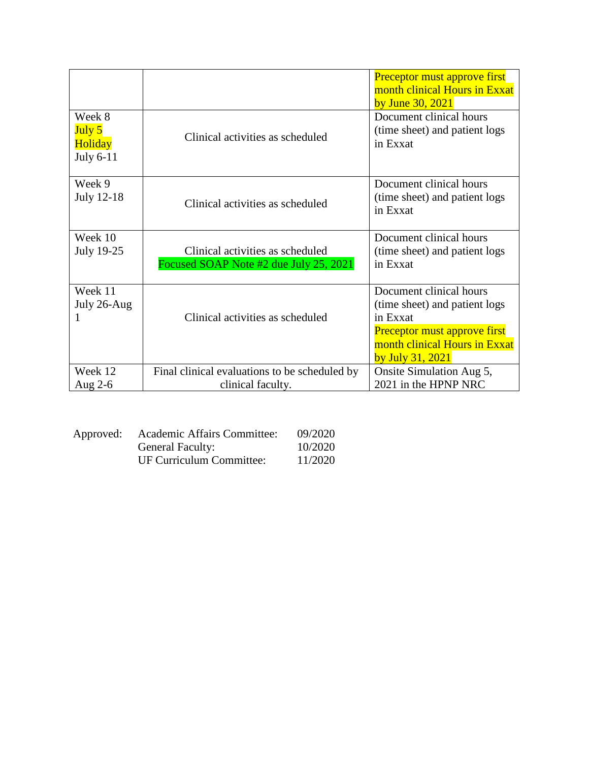| | | |
|---|---|---|
| | | Preceptor must approve first month clinical Hours in Exxat by June 30, 2021 |
| Week 8<br>July 5<br>Holiday<br>July 6-11 | Clinical activities as scheduled | Document clinical hours (time sheet) and patient logs in Exxat |
| Week 9<br>July 12-18 | Clinical activities as scheduled | Document clinical hours (time sheet) and patient logs in Exxat |
| Week 10<br>July 19-25 | Clinical activities as scheduled<br>Focused SOAP Note #2 due July 25, 2021 | Document clinical hours (time sheet) and patient logs in Exxat |
| Week 11<br>July 26-Aug 1 | Clinical activities as scheduled | Document clinical hours (time sheet) and patient logs in Exxat<br>Preceptor must approve first month clinical Hours in Exxat by July 31, 2021 |
| Week 12<br>Aug 2-6 | Final clinical evaluations to be scheduled by clinical faculty. | Onsite Simulation Aug 5, 2021 in the HPNP NRC |

| | | |
|---|---|---|
| Approved: | Academic Affairs Committee: | 09/2020 |
| | General Faculty: | 10/2020 |
| | UF Curriculum Committee: | 11/2020 |